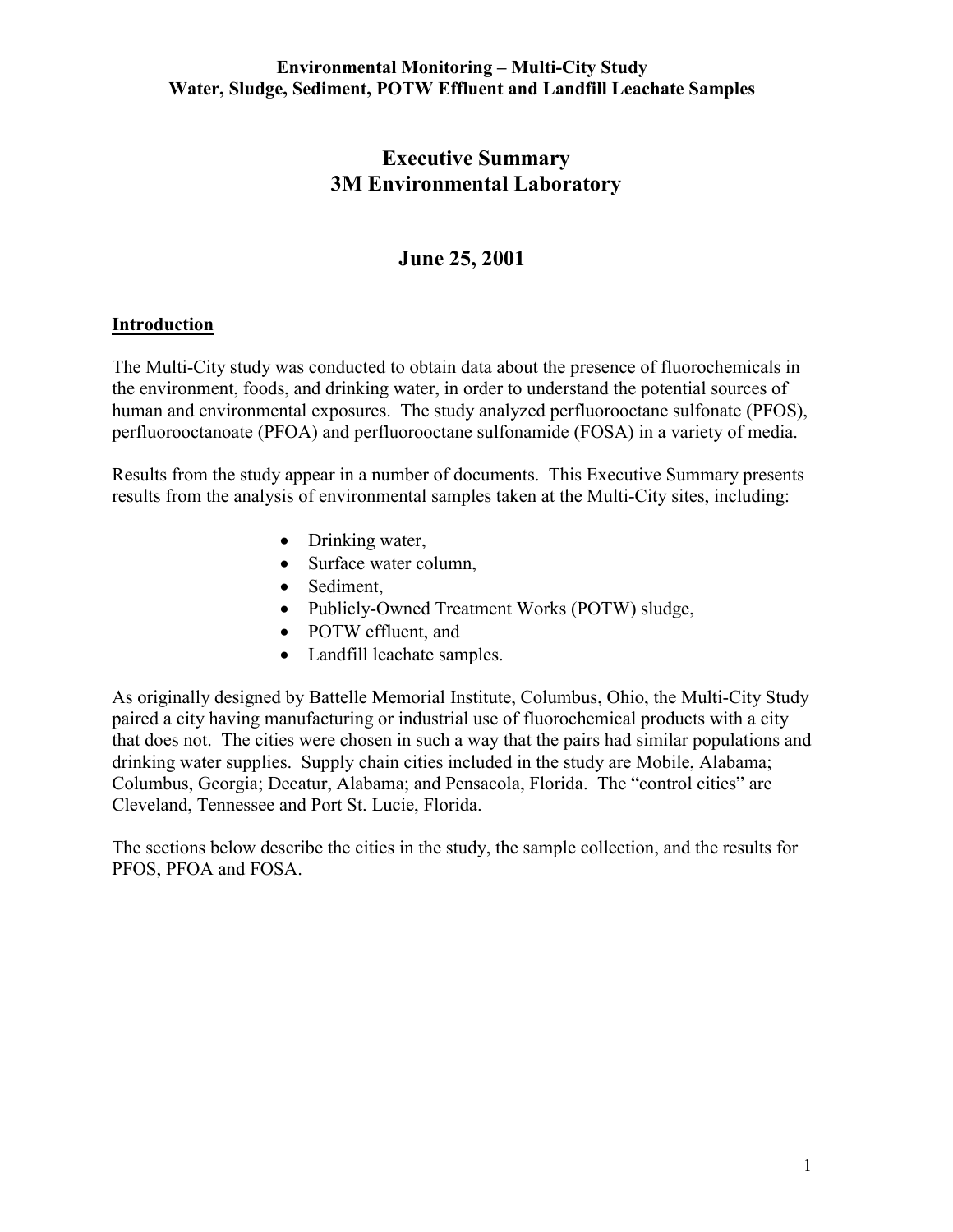**Environmental Monitoring – Multi-City Study**
**Water, Sludge, Sediment, POTW Effluent and Landfill Leachate Samples**

# Executive Summary
# 3M Environmental Laboratory

## June 25, 2001

### Introduction

The Multi-City study was conducted to obtain data about the presence of fluorochemicals in the environment, foods, and drinking water, in order to understand the potential sources of human and environmental exposures. The study analyzed perfluorooctane sulfonate (PFOS), perfluorooctanoate (PFOA) and perfluorooctane sulfonamide (FOSA) in a variety of media.

Results from the study appear in a number of documents. This Executive Summary presents results from the analysis of environmental samples taken at the Multi-City sites, including:

- Drinking water,
- Surface water column,
- Sediment,
- Publicly-Owned Treatment Works (POTW) sludge,
- POTW effluent, and
- Landfill leachate samples.

As originally designed by Battelle Memorial Institute, Columbus, Ohio, the Multi-City Study paired a city having manufacturing or industrial use of fluorochemical products with a city that does not. The cities were chosen in such a way that the pairs had similar populations and drinking water supplies. Supply chain cities included in the study are Mobile, Alabama; Columbus, Georgia; Decatur, Alabama; and Pensacola, Florida. The "control cities" are Cleveland, Tennessee and Port St. Lucie, Florida.

The sections below describe the cities in the study, the sample collection, and the results for PFOS, PFOA and FOSA.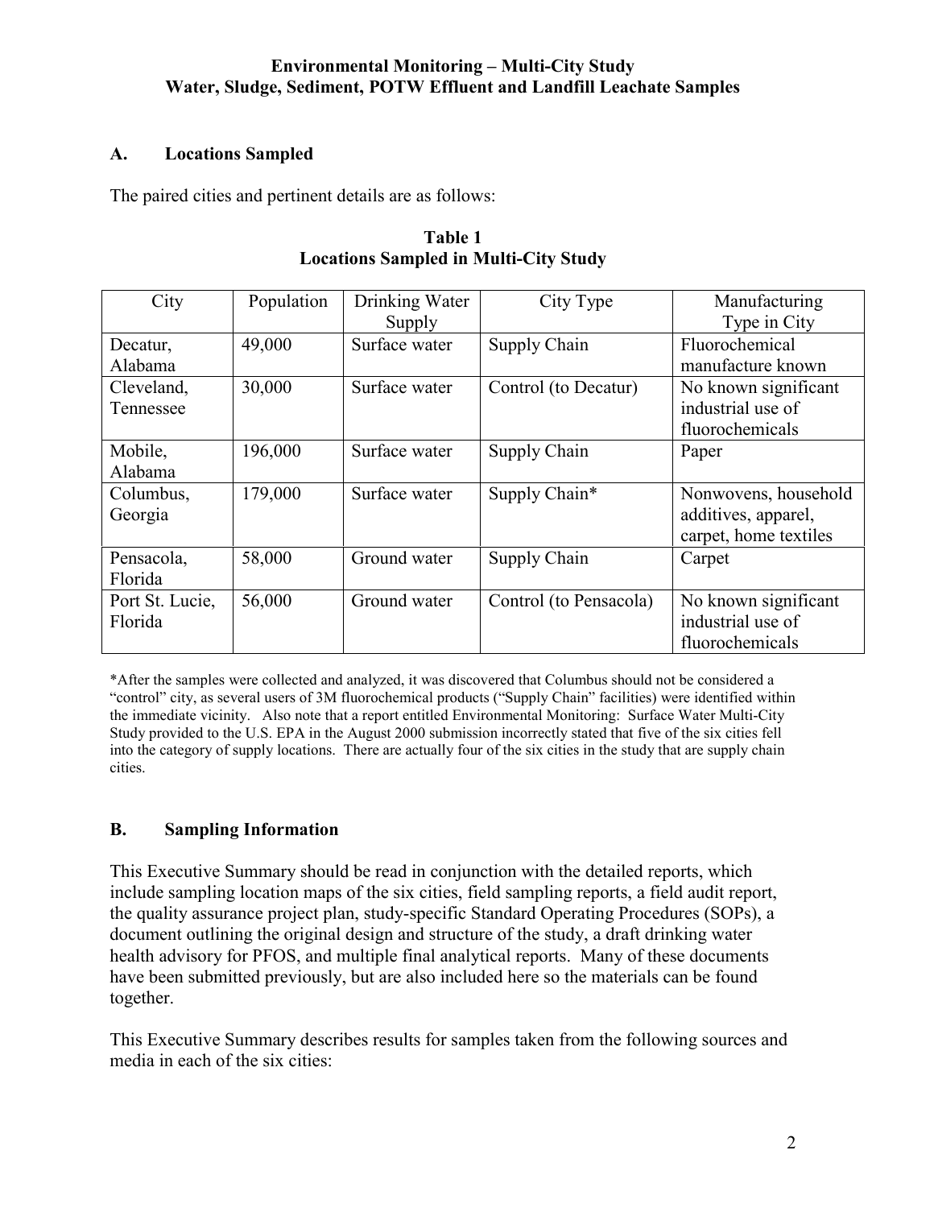**Environmental Monitoring – Multi-City Study**
**Water, Sludge, Sediment, POTW Effluent and Landfill Leachate Samples**

## A. Locations Sampled

The paired cities and pertinent details are as follows:

**Table 1**
**Locations Sampled in Multi-City Study**

| City | Population | Drinking Water Supply | City Type | Manufacturing Type in City |
|---|---|---|---|---|
| Decatur, Alabama | 49,000 | Surface water | Supply Chain | Fluorochemical manufacture known |
| Cleveland, Tennessee | 30,000 | Surface water | Control (to Decatur) | No known significant industrial use of fluorochemicals |
| Mobile, Alabama | 196,000 | Surface water | Supply Chain | Paper |
| Columbus, Georgia | 179,000 | Surface water | Supply Chain* | Nonwovens, household additives, apparel, carpet, home textiles |
| Pensacola, Florida | 58,000 | Ground water | Supply Chain | Carpet |
| Port St. Lucie, Florida | 56,000 | Ground water | Control (to Pensacola) | No known significant industrial use of fluorochemicals |

*After the samples were collected and analyzed, it was discovered that Columbus should not be considered a "control" city, as several users of 3M fluorochemical products ("Supply Chain" facilities) were identified within the immediate vicinity. Also note that a report entitled Environmental Monitoring: Surface Water Multi-City Study provided to the U.S. EPA in the August 2000 submission incorrectly stated that five of the six cities fell into the category of supply locations. There are actually four of the six cities in the study that are supply chain cities.

## B. Sampling Information

This Executive Summary should be read in conjunction with the detailed reports, which include sampling location maps of the six cities, field sampling reports, a field audit report, the quality assurance project plan, study-specific Standard Operating Procedures (SOPs), a document outlining the original design and structure of the study, a draft drinking water health advisory for PFOS, and multiple final analytical reports. Many of these documents have been submitted previously, but are also included here so the materials can be found together.

This Executive Summary describes results for samples taken from the following sources and media in each of the six cities: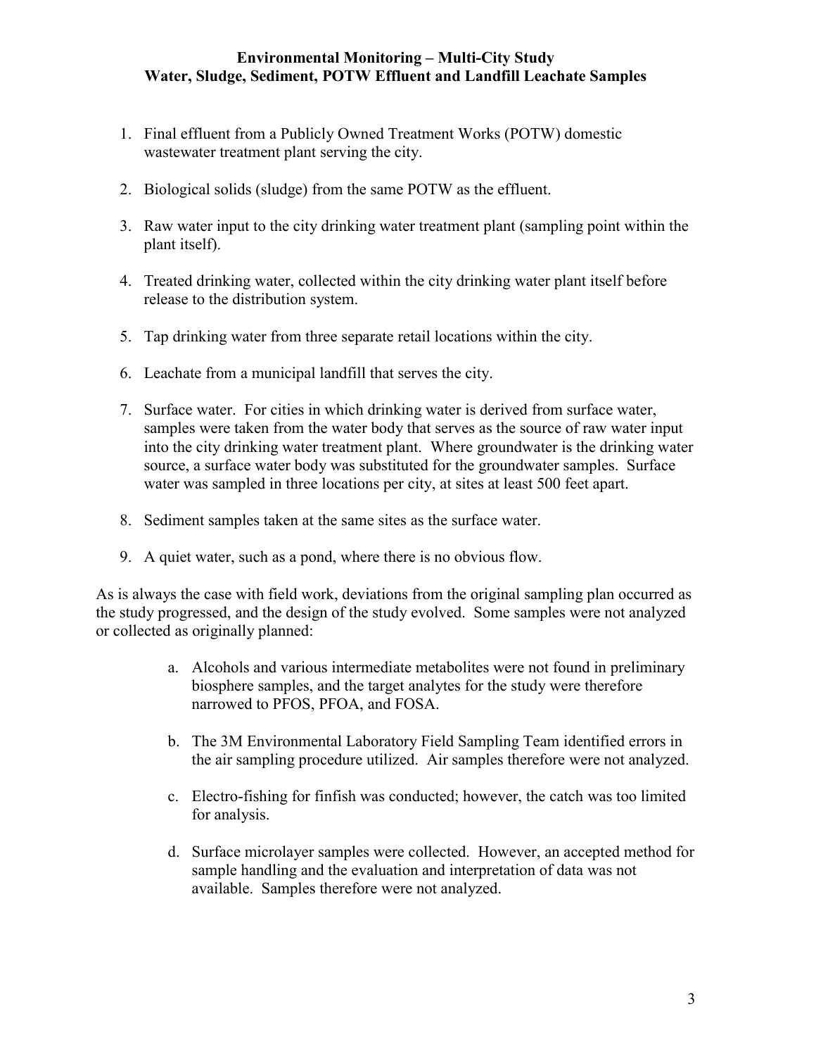**Environmental Monitoring – Multi-City Study**
**Water, Sludge, Sediment, POTW Effluent and Landfill Leachate Samples**

1. Final effluent from a Publicly Owned Treatment Works (POTW) domestic wastewater treatment plant serving the city.

2. Biological solids (sludge) from the same POTW as the effluent.

3. Raw water input to the city drinking water treatment plant (sampling point within the plant itself).

4. Treated drinking water, collected within the city drinking water plant itself before release to the distribution system.

5. Tap drinking water from three separate retail locations within the city.

6. Leachate from a municipal landfill that serves the city.

7. Surface water. For cities in which drinking water is derived from surface water, samples were taken from the water body that serves as the source of raw water input into the city drinking water treatment plant. Where groundwater is the drinking water source, a surface water body was substituted for the groundwater samples. Surface water was sampled in three locations per city, at sites at least 500 feet apart.

8. Sediment samples taken at the same sites as the surface water.

9. A quiet water, such as a pond, where there is no obvious flow.

As is always the case with field work, deviations from the original sampling plan occurred as the study progressed, and the design of the study evolved. Some samples were not analyzed or collected as originally planned:

a. Alcohols and various intermediate metabolites were not found in preliminary biosphere samples, and the target analytes for the study were therefore narrowed to PFOS, PFOA, and FOSA.

b. The 3M Environmental Laboratory Field Sampling Team identified errors in the air sampling procedure utilized. Air samples therefore were not analyzed.

c. Electro-fishing for finfish was conducted; however, the catch was too limited for analysis.

d. Surface microlayer samples were collected. However, an accepted method for sample handling and the evaluation and interpretation of data was not available. Samples therefore were not analyzed.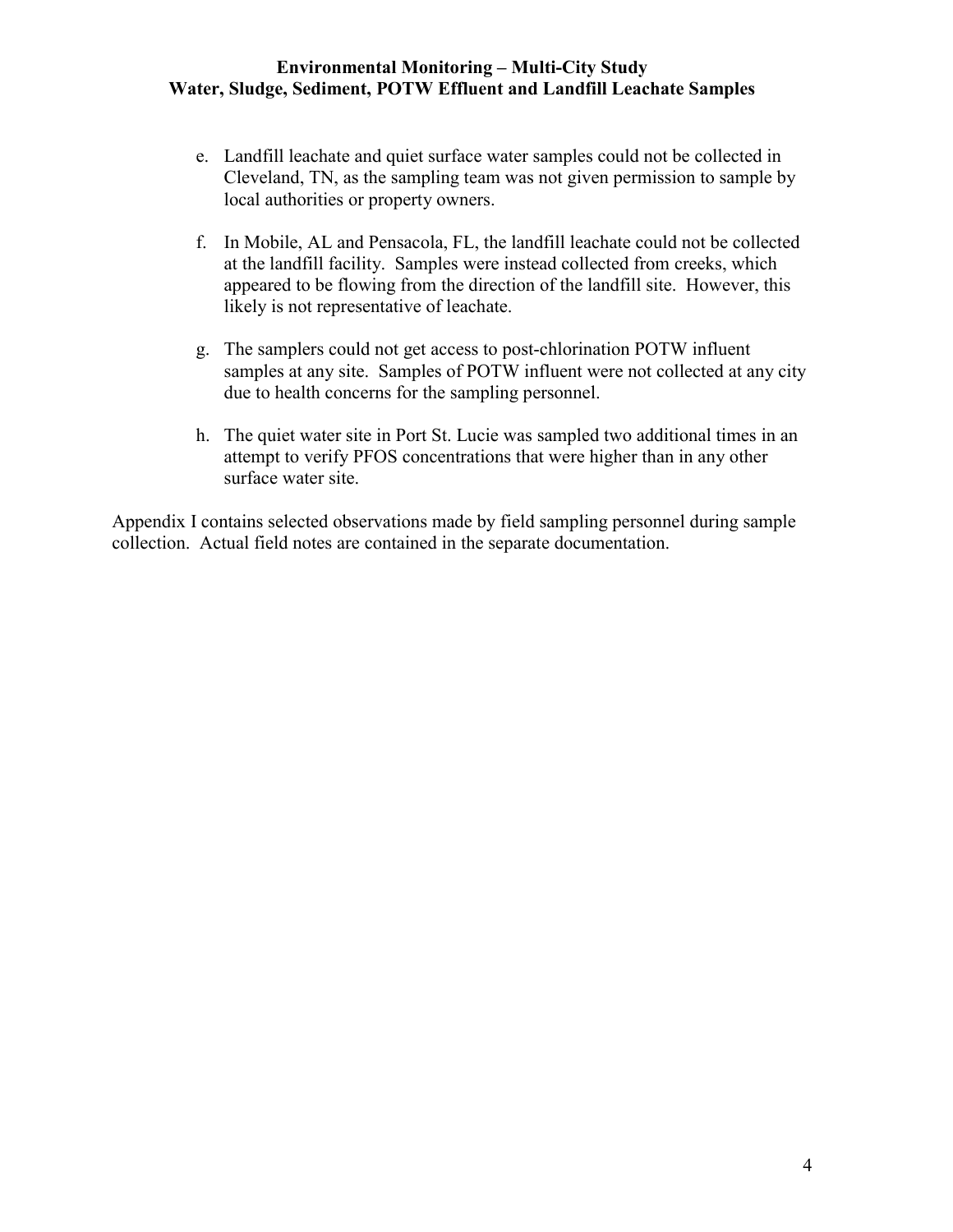e. Landfill leachate and quiet surface water samples could not be collected in Cleveland, TN, as the sampling team was not given permission to sample by local authorities or property owners.

f. In Mobile, AL and Pensacola, FL, the landfill leachate could not be collected at the landfill facility. Samples were instead collected from creeks, which appeared to be flowing from the direction of the landfill site. However, this likely is not representative of leachate.

g. The samplers could not get access to post-chlorination POTW influent samples at any site. Samples of POTW influent were not collected at any city due to health concerns for the sampling personnel.

h. The quiet water site in Port St. Lucie was sampled two additional times in an attempt to verify PFOS concentrations that were higher than in any other surface water site.

Appendix I contains selected observations made by field sampling personnel during sample collection. Actual field notes are contained in the separate documentation.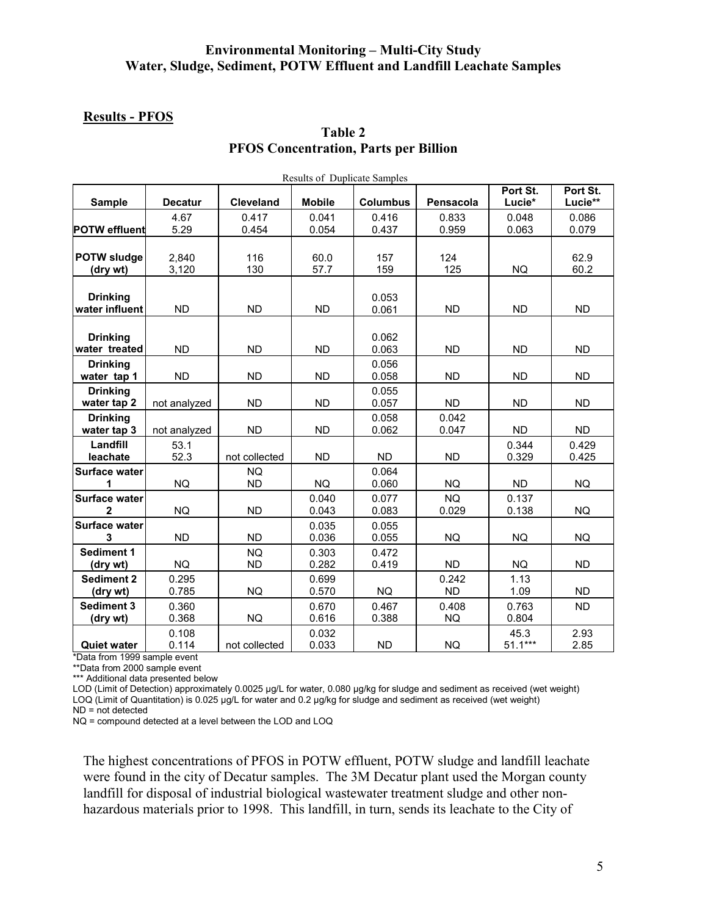## Environmental Monitoring – Multi-City Study
## Water, Sludge, Sediment, POTW Effluent and Landfill Leachate Samples

### Results - PFOS

**Table 2**
**PFOS Concentration, Parts per Billion**

Results of Duplicate Samples

| Sample | Decatur | Cleveland | Mobile | Columbus | Pensacola | Port St. Lucie* | Port St. Lucie** |
|---|---|---|---|---|---|---|---|
| POTW effluent | 4.67<br>5.29 | 0.417<br>0.454 | 0.041<br>0.054 | 0.416<br>0.437 | 0.833<br>0.959 | 0.048<br>0.063 | 0.086<br>0.079 |
| POTW sludge (dry wt) | 2,840<br>3,120 | 116<br>130 | 60.0<br>57.7 | 157<br>159 | 124<br>125 | NQ | 62.9<br>60.2 |
| Drinking water influent | ND | ND | ND | 0.053<br>0.061 | ND | ND | ND |
| Drinking water treated | ND | ND | ND | 0.062<br>0.063 | ND | ND | ND |
| Drinking water tap 1 | ND | ND | ND | 0.056<br>0.058 | ND | ND | ND |
| Drinking water tap 2 | not analyzed | ND | ND | 0.055<br>0.057 | ND | ND | ND |
| Drinking water tap 3 | not analyzed | ND | ND | 0.058<br>0.062 | 0.042<br>0.047 | ND | ND |
| Landfill leachate | 53.1<br>52.3 | not collected | ND | ND | ND | 0.344<br>0.329 | 0.429<br>0.425 |
| Surface water 1 | NQ | NQ<br>ND | NQ | 0.064<br>0.060 | NQ | ND | NQ |
| Surface water 2 | NQ | ND | 0.040<br>0.043 | 0.077<br>0.083 | NQ<br>0.029 | 0.137<br>0.138 | NQ |
| Surface water 3 | ND | ND | 0.035<br>0.036 | 0.055<br>0.055 | NQ | NQ | NQ |
| Sediment 1 (dry wt) | NQ | NQ<br>ND | 0.303<br>0.282 | 0.472<br>0.419 | ND | NQ | ND |
| Sediment 2 (dry wt) | 0.295<br>0.785 | NQ | 0.699<br>0.570 | NQ | 0.242<br>ND | 1.13<br>1.09 | ND |
| Sediment 3 (dry wt) | 0.360<br>0.368 | NQ | 0.670<br>0.616 | 0.467<br>0.388 | 0.408<br>NQ | 0.763<br>0.804 | ND |
| Quiet water | 0.108<br>0.114 | not collected | 0.032<br>0.033 | ND | NQ | 45.3<br>51.1*** | 2.93<br>2.85 |

*Data from 1999 sample event

**Data from 2000 sample event

*** Additional data presented below

LOD (Limit of Detection) approximately 0.0025 µg/L for water, 0.080 µg/kg for sludge and sediment as received (wet weight)

LOQ (Limit of Quantitation) is 0.025 µg/L for water and 0.2 µg/kg for sludge and sediment as received (wet weight)

ND = not detected

NQ = compound detected at a level between the LOD and LOQ

The highest concentrations of PFOS in POTW effluent, POTW sludge and landfill leachate were found in the city of Decatur samples. The 3M Decatur plant used the Morgan county landfill for disposal of industrial biological wastewater treatment sludge and other non-hazardous materials prior to 1998. This landfill, in turn, sends its leachate to the City of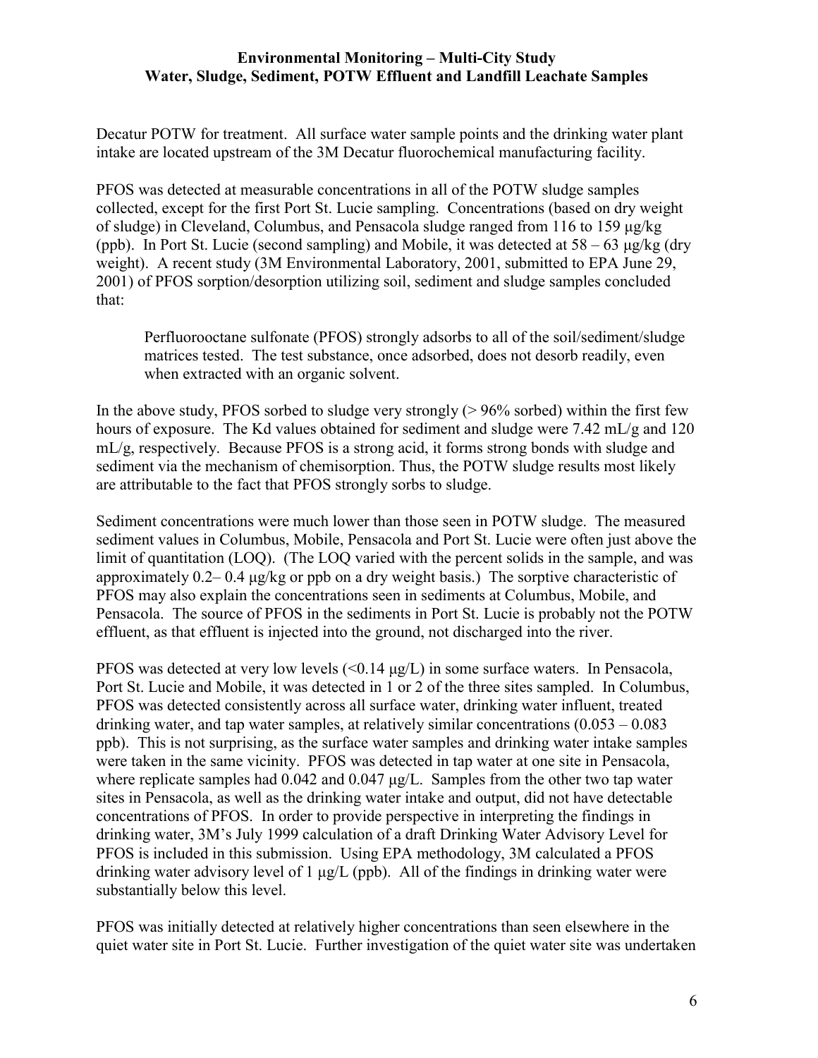Decatur POTW for treatment. All surface water sample points and the drinking water plant intake are located upstream of the 3M Decatur fluorochemical manufacturing facility.

PFOS was detected at measurable concentrations in all of the POTW sludge samples collected, except for the first Port St. Lucie sampling. Concentrations (based on dry weight of sludge) in Cleveland, Columbus, and Pensacola sludge ranged from 116 to 159 μg/kg (ppb). In Port St. Lucie (second sampling) and Mobile, it was detected at 58 – 63 μg/kg (dry weight). A recent study (3M Environmental Laboratory, 2001, submitted to EPA June 29, 2001) of PFOS sorption/desorption utilizing soil, sediment and sludge samples concluded that:

> Perfluorooctane sulfonate (PFOS) strongly adsorbs to all of the soil/sediment/sludge matrices tested. The test substance, once adsorbed, does not desorb readily, even when extracted with an organic solvent.

In the above study, PFOS sorbed to sludge very strongly (> 96% sorbed) within the first few hours of exposure. The Kd values obtained for sediment and sludge were 7.42 mL/g and 120 mL/g, respectively. Because PFOS is a strong acid, it forms strong bonds with sludge and sediment via the mechanism of chemisorption. Thus, the POTW sludge results most likely are attributable to the fact that PFOS strongly sorbs to sludge.

Sediment concentrations were much lower than those seen in POTW sludge. The measured sediment values in Columbus, Mobile, Pensacola and Port St. Lucie were often just above the limit of quantitation (LOQ). (The LOQ varied with the percent solids in the sample, and was approximately 0.2– 0.4 μg/kg or ppb on a dry weight basis.) The sorptive characteristic of PFOS may also explain the concentrations seen in sediments at Columbus, Mobile, and Pensacola. The source of PFOS in the sediments in Port St. Lucie is probably not the POTW effluent, as that effluent is injected into the ground, not discharged into the river.

PFOS was detected at very low levels (<0.14 μg/L) in some surface waters. In Pensacola, Port St. Lucie and Mobile, it was detected in 1 or 2 of the three sites sampled. In Columbus, PFOS was detected consistently across all surface water, drinking water influent, treated drinking water, and tap water samples, at relatively similar concentrations (0.053 – 0.083 ppb). This is not surprising, as the surface water samples and drinking water intake samples were taken in the same vicinity. PFOS was detected in tap water at one site in Pensacola, where replicate samples had 0.042 and 0.047 μg/L. Samples from the other two tap water sites in Pensacola, as well as the drinking water intake and output, did not have detectable concentrations of PFOS. In order to provide perspective in interpreting the findings in drinking water, 3M's July 1999 calculation of a draft Drinking Water Advisory Level for PFOS is included in this submission. Using EPA methodology, 3M calculated a PFOS drinking water advisory level of 1 μg/L (ppb). All of the findings in drinking water were substantially below this level.

PFOS was initially detected at relatively higher concentrations than seen elsewhere in the quiet water site in Port St. Lucie. Further investigation of the quiet water site was undertaken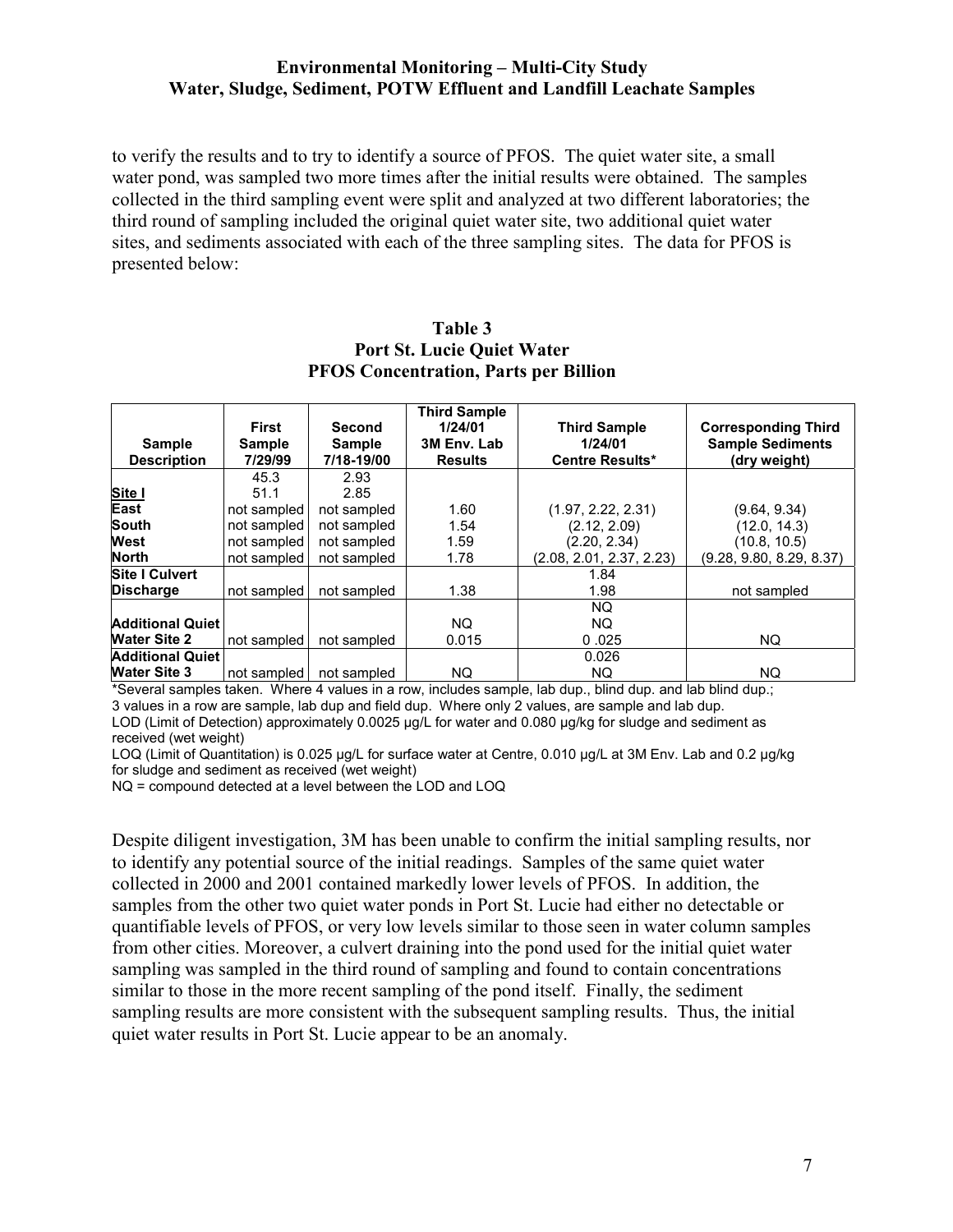to verify the results and to try to identify a source of PFOS. The quiet water site, a small water pond, was sampled two more times after the initial results were obtained. The samples collected in the third sampling event were split and analyzed at two different laboratories; the third round of sampling included the original quiet water site, two additional quiet water sites, and sediments associated with each of the three sampling sites. The data for PFOS is presented below:

**Table 3**
**Port St. Lucie Quiet Water**
**PFOS Concentration, Parts per Billion**

| Sample Description | First Sample 7/29/99 | Second Sample 7/18-19/00 | Third Sample 1/24/01 3M Env. Lab Results | Third Sample 1/24/01 Centre Results* | Corresponding Third Sample Sediments (dry weight) |
|---|---|---|---|---|---|
| **Site I** | 45.3<br>51.1 | 2.93<br>2.85 | | | |
| **East** | not sampled | not sampled | 1.60 | (1.97, 2.22, 2.31) | (9.64, 9.34) |
| **South** | not sampled | not sampled | 1.54 | (2.12, 2.09) | (12.0, 14.3) |
| **West** | not sampled | not sampled | 1.59 | (2.20, 2.34) | (10.8, 10.5) |
| **North** | not sampled | not sampled | 1.78 | (2.08, 2.01, 2.37, 2.23) | (9.28, 9.80, 8.29, 8.37) |
| **Site I Culvert Discharge** | not sampled | not sampled | 1.38 | 1.84<br>1.98 | not sampled |
| **Additional Quiet Water Site 2** | not sampled | not sampled | NQ<br>0.015 | NQ<br>NQ<br>0 .025 | NQ |
| **Additional Quiet Water Site 3** | not sampled | not sampled | NQ | 0.026<br>NQ | NQ |

*Several samples taken. Where 4 values in a row, includes sample, lab dup., blind dup. and lab blind dup.; 3 values in a row are sample, lab dup and field dup. Where only 2 values, are sample and lab dup.
LOD (Limit of Detection) approximately 0.0025 µg/L for water and 0.080 µg/kg for sludge and sediment as received (wet weight)
LOQ (Limit of Quantitation) is 0.025 µg/L for surface water at Centre, 0.010 µg/L at 3M Env. Lab and 0.2 µg/kg for sludge and sediment as received (wet weight)
NQ = compound detected at a level between the LOD and LOQ

Despite diligent investigation, 3M has been unable to confirm the initial sampling results, nor to identify any potential source of the initial readings. Samples of the same quiet water collected in 2000 and 2001 contained markedly lower levels of PFOS. In addition, the samples from the other two quiet water ponds in Port St. Lucie had either no detectable or quantifiable levels of PFOS, or very low levels similar to those seen in water column samples from other cities. Moreover, a culvert draining into the pond used for the initial quiet water sampling was sampled in the third round of sampling and found to contain concentrations similar to those in the more recent sampling of the pond itself. Finally, the sediment sampling results are more consistent with the subsequent sampling results. Thus, the initial quiet water results in Port St. Lucie appear to be an anomaly.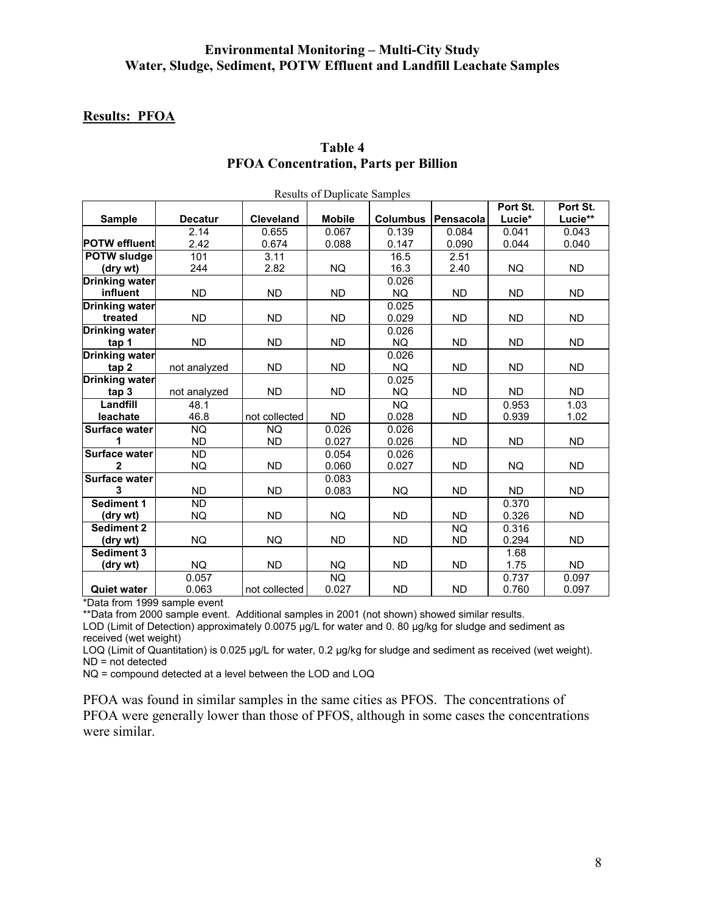# Environmental Monitoring – Multi-City Study
# Water, Sludge, Sediment, POTW Effluent and Landfill Leachate Samples

## Results: PFOA

**Table 4**
**PFOA Concentration, Parts per Billion**

Results of Duplicate Samples

| Sample | Decatur | Cleveland | Mobile | Columbus | Pensacola | Port St. Lucie* | Port St. Lucie** |
|---|---|---|---|---|---|---|---|
| POTW effluent | 2.14<br>2.42 | 0.655<br>0.674 | 0.067<br>0.088 | 0.139<br>0.147 | 0.084<br>0.090 | 0.041<br>0.044 | 0.043<br>0.040 |
| POTW sludge (dry wt) | 101<br>244 | 3.11<br>2.82 | NQ | 16.5<br>16.3 | 2.51<br>2.40 | NQ | ND |
| Drinking water influent | ND | ND | ND | 0.026<br>NQ | ND | ND | ND |
| Drinking water treated | ND | ND | ND | 0.025<br>0.029 | ND | ND | ND |
| Drinking water tap 1 | ND | ND | ND | 0.026<br>NQ | ND | ND | ND |
| Drinking water tap 2 | not analyzed | ND | ND | 0.026<br>NQ | ND | ND | ND |
| Drinking water tap 3 | not analyzed | ND | ND | 0.025<br>NQ | ND | ND | ND |
| Landfill leachate | 48.1<br>46.8 | not collected | ND | NQ<br>0.028 | ND | 0.953<br>0.939 | 1.03<br>1.02 |
| Surface water 1 | NQ<br>ND | NQ<br>ND | 0.026<br>0.027 | 0.026<br>0.026 | ND | ND | ND |
| Surface water 2 | ND<br>NQ | ND | 0.054<br>0.060 | 0.026<br>0.027 | ND | NQ | ND |
| Surface water 3 | ND | ND | 0.083<br>0.083 | NQ | ND | ND | ND |
| Sediment 1 (dry wt) | ND<br>NQ | ND | NQ | ND | ND | 0.370<br>0.326 | ND |
| Sediment 2 (dry wt) | NQ | NQ | ND | ND | NQ<br>ND | 0.316<br>0.294 | ND |
| Sediment 3 (dry wt) | NQ | ND | NQ | ND | ND | 1.68<br>1.75 | ND |
| Quiet water | 0.057<br>0.063 | not collected | NQ<br>0.027 | ND | ND | 0.737<br>0.760 | 0.097<br>0.097 |

*Data from 1999 sample event

**Data from 2000 sample event. Additional samples in 2001 (not shown) showed similar results.

LOD (Limit of Detection) approximately 0.0075 µg/L for water and 0. 80 µg/kg for sludge and sediment as received (wet weight)

LOQ (Limit of Quantitation) is 0.025 µg/L for water, 0.2 µg/kg for sludge and sediment as received (wet weight).

ND = not detected

NQ = compound detected at a level between the LOD and LOQ

PFOA was found in similar samples in the same cities as PFOS. The concentrations of PFOA were generally lower than those of PFOS, although in some cases the concentrations were similar.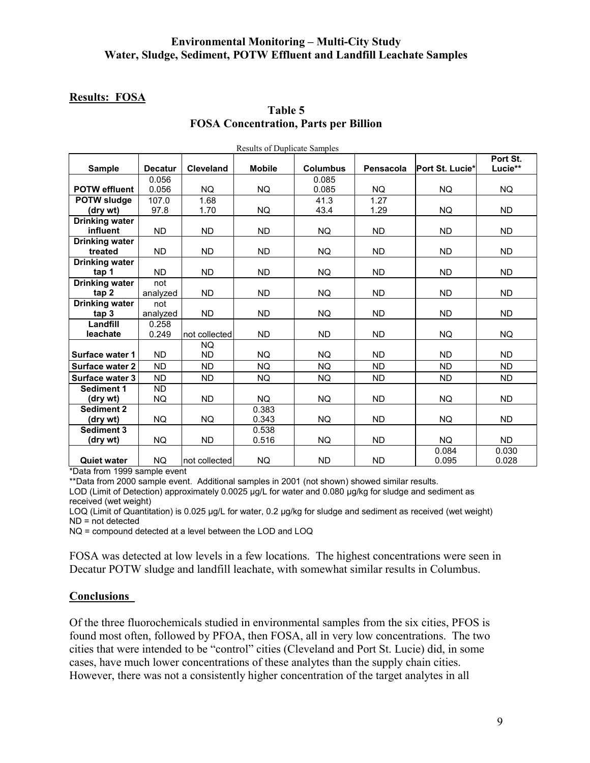**Environmental Monitoring – Multi-City Study**
**Water, Sludge, Sediment, POTW Effluent and Landfill Leachate Samples**

## Results: FOSA

**Table 5**
**FOSA Concentration, Parts per Billion**

Results of Duplicate Samples

| Sample | Decatur | Cleveland | Mobile | Columbus | Pensacola | Port St. Lucie* | Port St. Lucie** |
|---|---|---|---|---|---|---|---|
| POTW effluent | 0.056<br>0.056 | NQ | NQ | 0.085<br>0.085 | NQ | NQ | NQ |
| POTW sludge (dry wt) | 107.0<br>97.8 | 1.68<br>1.70 | NQ | 41.3<br>43.4 | 1.27<br>1.29 | NQ | ND |
| Drinking water influent | ND | ND | ND | NQ | ND | ND | ND |
| Drinking water treated | ND | ND | ND | NQ | ND | ND | ND |
| Drinking water tap 1 | ND | ND | ND | NQ | ND | ND | ND |
| Drinking water tap 2 | not analyzed | ND | ND | NQ | ND | ND | ND |
| Drinking water tap 3 | not analyzed | ND | ND | NQ | ND | ND | ND |
| Landfill leachate | 0.258<br>0.249 | not collected | ND | ND | ND | NQ | NQ |
| Surface water 1 | ND | NQ<br>ND | NQ | NQ | ND | ND | ND |
| Surface water 2 | ND | ND | NQ | NQ | ND | ND | ND |
| Surface water 3 | ND | ND | NQ | NQ | ND | ND | ND |
| Sediment 1 (dry wt) | ND<br>NQ | ND | NQ | NQ | ND | NQ | ND |
| Sediment 2 (dry wt) | NQ | NQ | 0.383<br>0.343 | NQ | ND | NQ | ND |
| Sediment 3 (dry wt) | NQ | ND | 0.538<br>0.516 | NQ | ND | NQ | ND |
| Quiet water | NQ | not collected | NQ | ND | ND | 0.084<br>0.095 | 0.030<br>0.028 |

*Data from 1999 sample event

**Data from 2000 sample event. Additional samples in 2001 (not shown) showed similar results.

LOD (Limit of Detection) approximately 0.0025 µg/L for water and 0.080 µg/kg for sludge and sediment as received (wet weight)

LOQ (Limit of Quantitation) is 0.025 µg/L for water, 0.2 µg/kg for sludge and sediment as received (wet weight)

ND = not detected

NQ = compound detected at a level between the LOD and LOQ

FOSA was detected at low levels in a few locations. The highest concentrations were seen in Decatur POTW sludge and landfill leachate, with somewhat similar results in Columbus.

## Conclusions

Of the three fluorochemicals studied in environmental samples from the six cities, PFOS is found most often, followed by PFOA, then FOSA, all in very low concentrations. The two cities that were intended to be "control" cities (Cleveland and Port St. Lucie) did, in some cases, have much lower concentrations of these analytes than the supply chain cities. However, there was not a consistently higher concentration of the target analytes in all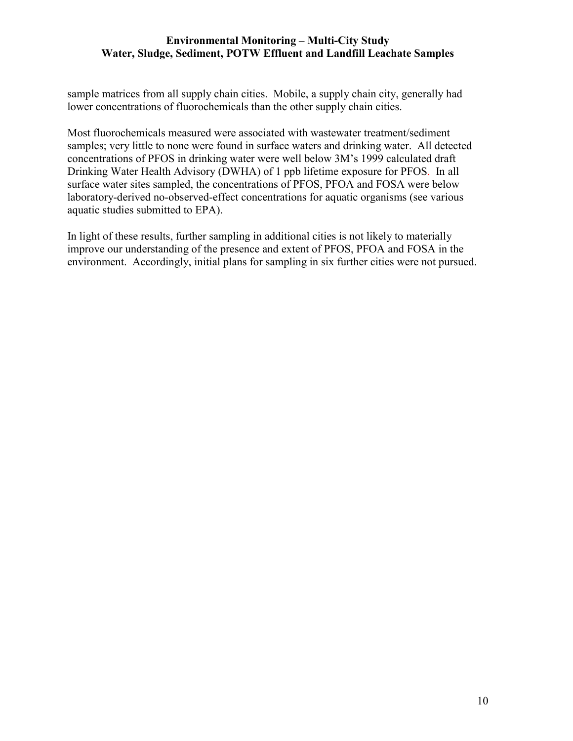sample matrices from all supply chain cities. Mobile, a supply chain city, generally had lower concentrations of fluorochemicals than the other supply chain cities.

Most fluorochemicals measured were associated with wastewater treatment/sediment samples; very little to none were found in surface waters and drinking water. All detected concentrations of PFOS in drinking water were well below 3M's 1999 calculated draft Drinking Water Health Advisory (DWHA) of 1 ppb lifetime exposure for PFOS. In all surface water sites sampled, the concentrations of PFOS, PFOA and FOSA were below laboratory-derived no-observed-effect concentrations for aquatic organisms (see various aquatic studies submitted to EPA).

In light of these results, further sampling in additional cities is not likely to materially improve our understanding of the presence and extent of PFOS, PFOA and FOSA in the environment. Accordingly, initial plans for sampling in six further cities were not pursued.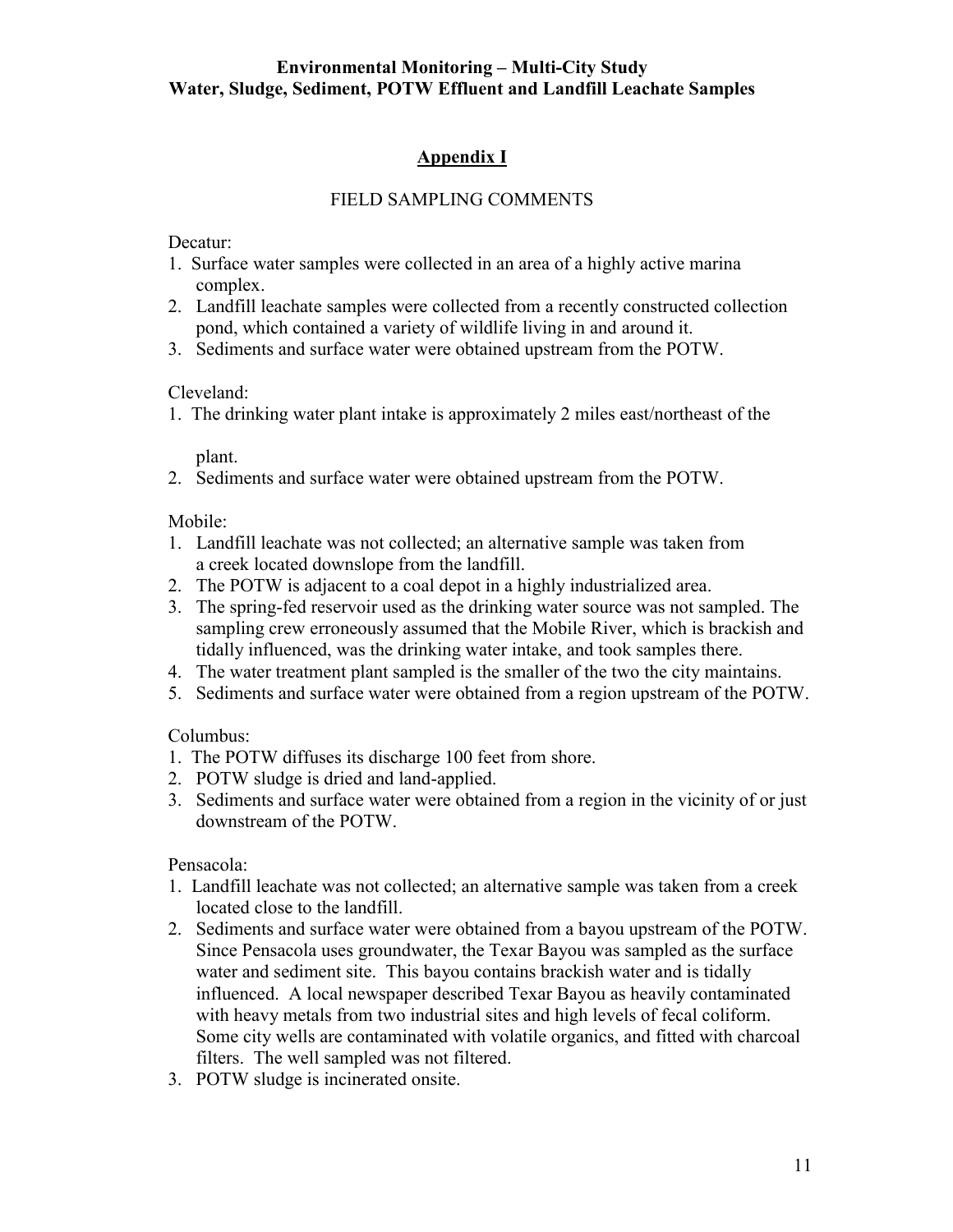**Environmental Monitoring – Multi-City Study**
**Water, Sludge, Sediment, POTW Effluent and Landfill Leachate Samples**

## Appendix I

FIELD SAMPLING COMMENTS

Decatur:

1. Surface water samples were collected in an area of a highly active marina complex.
2. Landfill leachate samples were collected from a recently constructed collection pond, which contained a variety of wildlife living in and around it.
3. Sediments and surface water were obtained upstream from the POTW.

Cleveland:

1. The drinking water plant intake is approximately 2 miles east/northeast of the plant.
2. Sediments and surface water were obtained upstream from the POTW.

Mobile:

1. Landfill leachate was not collected; an alternative sample was taken from a creek located downslope from the landfill.
2. The POTW is adjacent to a coal depot in a highly industrialized area.
3. The spring-fed reservoir used as the drinking water source was not sampled. The sampling crew erroneously assumed that the Mobile River, which is brackish and tidally influenced, was the drinking water intake, and took samples there.
4. The water treatment plant sampled is the smaller of the two the city maintains.
5. Sediments and surface water were obtained from a region upstream of the POTW.

Columbus:

1. The POTW diffuses its discharge 100 feet from shore.
2. POTW sludge is dried and land-applied.
3. Sediments and surface water were obtained from a region in the vicinity of or just downstream of the POTW.

Pensacola:

1. Landfill leachate was not collected; an alternative sample was taken from a creek located close to the landfill.
2. Sediments and surface water were obtained from a bayou upstream of the POTW. Since Pensacola uses groundwater, the Texar Bayou was sampled as the surface water and sediment site. This bayou contains brackish water and is tidally influenced. A local newspaper described Texar Bayou as heavily contaminated with heavy metals from two industrial sites and high levels of fecal coliform. Some city wells are contaminated with volatile organics, and fitted with charcoal filters. The well sampled was not filtered.
3. POTW sludge is incinerated onsite.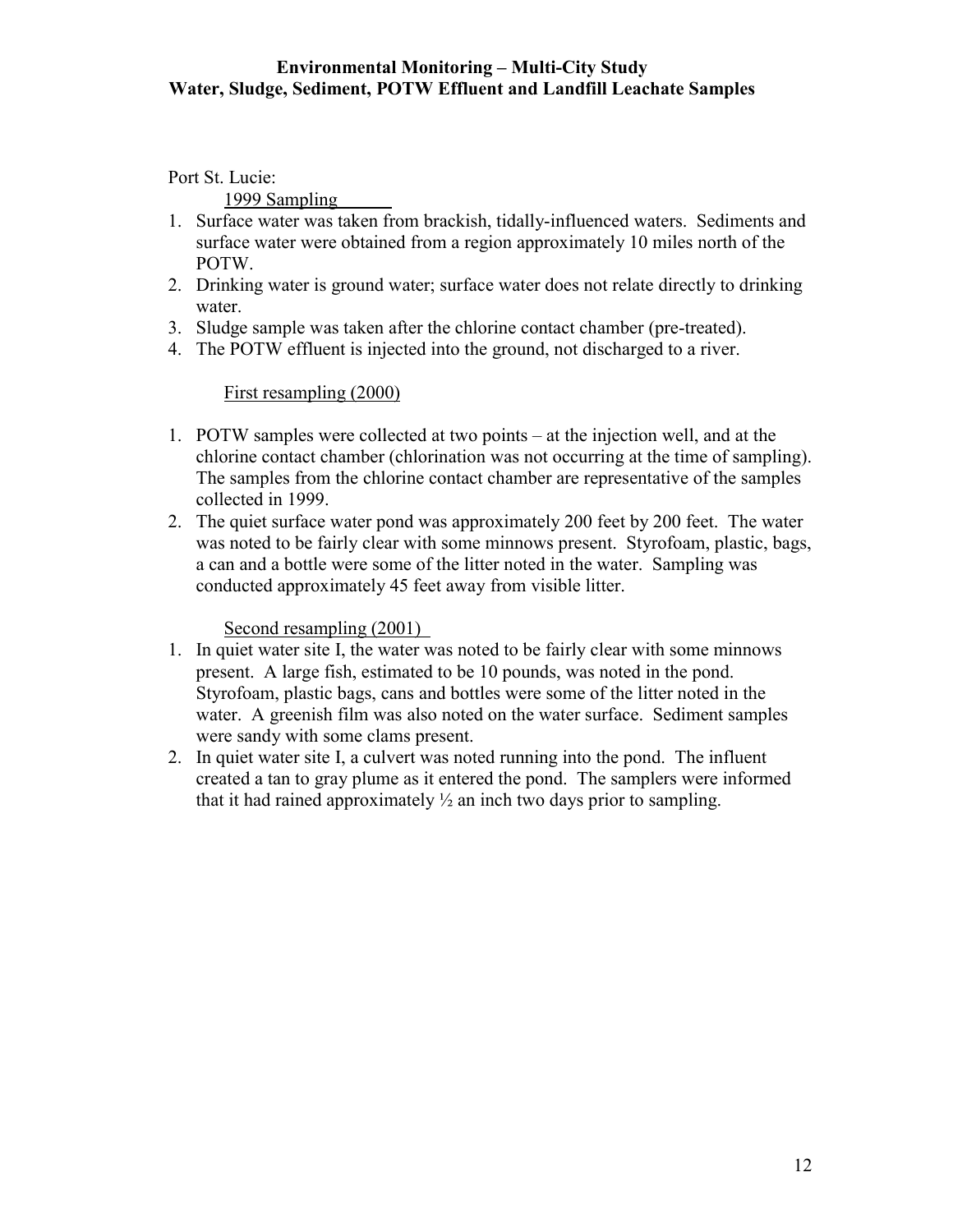Port St. Lucie:

1999 Sampling

1. Surface water was taken from brackish, tidally-influenced waters. Sediments and surface water were obtained from a region approximately 10 miles north of the POTW.
2. Drinking water is ground water; surface water does not relate directly to drinking water.
3. Sludge sample was taken after the chlorine contact chamber (pre-treated).
4. The POTW effluent is injected into the ground, not discharged to a river.

First resampling (2000)

1. POTW samples were collected at two points – at the injection well, and at the chlorine contact chamber (chlorination was not occurring at the time of sampling). The samples from the chlorine contact chamber are representative of the samples collected in 1999.
2. The quiet surface water pond was approximately 200 feet by 200 feet. The water was noted to be fairly clear with some minnows present. Styrofoam, plastic, bags, a can and a bottle were some of the litter noted in the water. Sampling was conducted approximately 45 feet away from visible litter.

Second resampling (2001)

1. In quiet water site I, the water was noted to be fairly clear with some minnows present. A large fish, estimated to be 10 pounds, was noted in the pond. Styrofoam, plastic bags, cans and bottles were some of the litter noted in the water. A greenish film was also noted on the water surface. Sediment samples were sandy with some clams present.
2. In quiet water site I, a culvert was noted running into the pond. The influent created a tan to gray plume as it entered the pond. The samplers were informed that it had rained approximately ½ an inch two days prior to sampling.